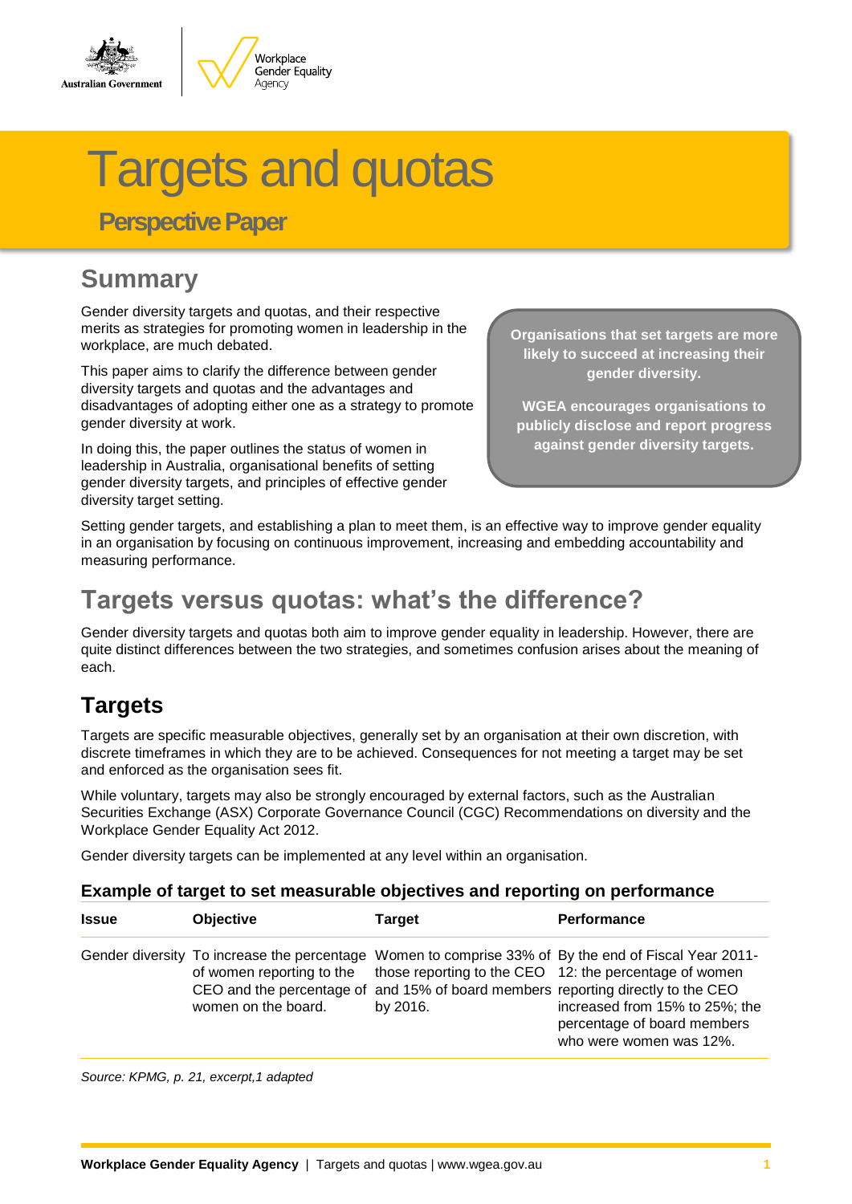# Targets and quotas

## Perspective Paper

## Summary

Gender diversity targets and quotas, and their respective merits as strategies for promoting women in leadership in the workplace, are much debated.

This paper aims to clarify the difference between gender diversity targets and quotas and the advantages and disadvantages of adopting either one as a strategy to promote gender diversity at work.

In doing this, the paper outlines the status of women in leadership in Australia, organisational benefits of setting gender diversity targets, and principles of effective gender diversity target setting.

**Organisations that set targets are more likely to succeed at increasing their gender diversity.**

**WGEA encourages organisations to publicly disclose and report progress against gender diversity targets.**

Setting gender targets, and establishing a plan to meet them, is an effective way to improve gender equality in an organisation by focusing on continuous improvement, increasing and embedding accountability and measuring performance.

## Targets versus quotas: what's the difference?

Gender diversity targets and quotas both aim to improve gender equality in leadership. However, there are quite distinct differences between the two strategies, and sometimes confusion arises about the meaning of each.

## Targets

Targets are specific measurable objectives, generally set by an organisation at their own discretion, with discrete timeframes in which they are to be achieved. Consequences for not meeting a target may be set and enforced as the organisation sees fit.

While voluntary, targets may also be strongly encouraged by external factors, such as the Australian Securities Exchange (ASX) Corporate Governance Council (CGC) Recommendations on diversity and the Workplace Gender Equality Act 2012.

Gender diversity targets can be implemented at any level within an organisation.

### Example of target to set measurable objectives and reporting on performance

| Issue | Objective | Target | Performance |
|---|---|---|---|
| Gender diversity | To increase the percentage of women reporting to the CEO and the percentage of women on the board. | Women to comprise 33% of those reporting to the CEO and 15% of board members by 2016. | By the end of Fiscal Year 2011-12: the percentage of women reporting directly to the CEO increased from 15% to 25%; the percentage of board members who were women was 12%. |

*Source: KPMG, p. 21, excerpt,1 adapted*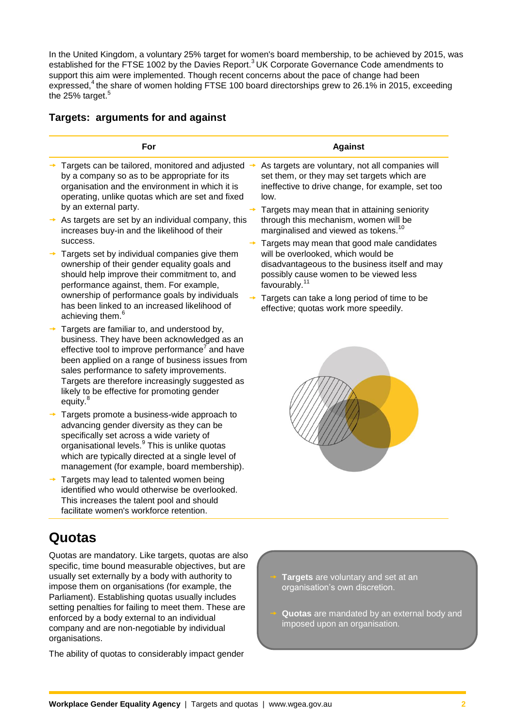In the United Kingdom, a voluntary 25% target for women's board membership, to be achieved by 2015, was established for the FTSE 1002 by the Davies Report.[3] UK Corporate Governance Code amendments to support this aim were implemented. Though recent concerns about the pace of change had been expressed,[4] the share of women holding FTSE 100 board directorships grew to 26.1% in 2015, exceeding the 25% target.[5]

### Targets: arguments for and against

| For | Against |
|---|---|
| Targets can be tailored, monitored and adjusted by a company so as to be appropriate for its organisation and the environment in which it is operating, unlike quotas which are set and fixed by an external party. | As targets are voluntary, not all companies will set them, or they may set targets which are ineffective to drive change, for example, set too low. |
| As targets are set by an individual company, this increases buy-in and the likelihood of their success. | Targets may mean that in attaining seniority through this mechanism, women will be marginalised and viewed as tokens.[10] |
| Targets set by individual companies give them ownership of their gender equality goals and should help improve their commitment to, and performance against, them. For example, ownership of performance goals by individuals has been linked to an increased likelihood of achieving them.[6] | Targets may mean that good male candidates will be overlooked, which would be disadvantageous to the business itself and may possibly cause women to be viewed less favourably.[11] |
| Targets are familiar to, and understood by, business. They have been acknowledged as an effective tool to improve performance[7] and have been applied on a range of business issues from sales performance to safety improvements. Targets are therefore increasingly suggested as likely to be effective for promoting gender equity.[8] | Targets can take a long period of time to be effective; quotas work more speedily. |
| Targets promote a business-wide approach to advancing gender diversity as they can be specifically set across a wide variety of organisational levels.[9] This is unlike quotas which are typically directed at a single level of management (for example, board membership). | |
| Targets may lead to talented women being identified who would otherwise be overlooked. This increases the talent pool and should facilitate women's workforce retention. | |

## Quotas

Quotas are mandatory. Like targets, quotas are also specific, time bound measurable objectives, but are usually set externally by a body with authority to impose them on organisations (for example, the Parliament). Establishing quotas usually includes setting penalties for failing to meet them. These are enforced by a body external to an individual company and are non-negotiable by individual organisations.

- **Targets** are voluntary and set at an organisation's own discretion.
- **Quotas** are mandated by an external body and imposed upon an organisation.

The ability of quotas to considerably impact gender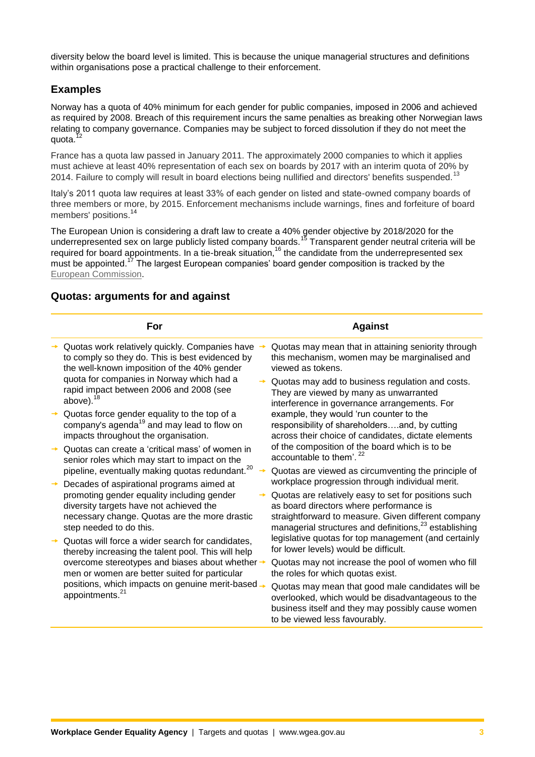diversity below the board level is limited. This is because the unique managerial structures and definitions within organisations pose a practical challenge to their enforcement.

## Examples

Norway has a quota of 40% minimum for each gender for public companies, imposed in 2006 and achieved as required by 2008. Breach of this requirement incurs the same penalties as breaking other Norwegian laws relating to company governance. Companies may be subject to forced dissolution if they do not meet the quota.[12]

France has a quota law passed in January 2011. The approximately 2000 companies to which it applies must achieve at least 40% representation of each sex on boards by 2017 with an interim quota of 20% by 2014. Failure to comply will result in board elections being nullified and directors' benefits suspended.[13]

Italy's 2011 quota law requires at least 33% of each gender on listed and state-owned company boards of three members or more, by 2015. Enforcement mechanisms include warnings, fines and forfeiture of board members' positions.[14]

The European Union is considering a draft law to create a 40% gender objective by 2018/2020 for the underrepresented sex on large publicly listed company boards.[15] Transparent gender neutral criteria will be required for board appointments. In a tie-break situation,[16] the candidate from the underrepresented sex must be appointed.[17] The largest European companies' board gender composition is tracked by the European Commission.

## Quotas: arguments for and against

| For | Against |
|---|---|
| Quotas work relatively quickly. Companies have to comply so they do. This is best evidenced by the well-known imposition of the 40% gender quota for companies in Norway which had a rapid impact between 2006 and 2008 (see above).[18] | Quotas may mean that in attaining seniority through this mechanism, women may be marginalised and viewed as tokens. |
| Quotas force gender equality to the top of a company's agenda[19] and may lead to flow on impacts throughout the organisation. | Quotas may add to business regulation and costs. They are viewed by many as unwarranted interference in governance arrangements. For example, they would 'run counter to the responsibility of shareholders….and, by cutting across their choice of candidates, dictate elements of the composition of the board which is to be accountable to them'.[22] |
| Quotas can create a 'critical mass' of women in senior roles which may start to impact on the pipeline, eventually making quotas redundant.[20] | Quotas are viewed as circumventing the principle of workplace progression through individual merit. |
| Decades of aspirational programs aimed at promoting gender equality including gender diversity targets have not achieved the necessary change. Quotas are the more drastic step needed to do this. | Quotas are relatively easy to set for positions such as board directors where performance is straightforward to measure. Given different company managerial structures and definitions,[23] establishing legislative quotas for top management (and certainly for lower levels) would be difficult. |
| Quotas will force a wider search for candidates, thereby increasing the talent pool. This will help overcome stereotypes and biases about whether men or women are better suited for particular positions, which impacts on genuine merit-based appointments.[21] | Quotas may not increase the pool of women who fill the roles for which quotas exist. |
| | Quotas may mean that good male candidates will be overlooked, which would be disadvantageous to the business itself and they may possibly cause women to be viewed less favourably. |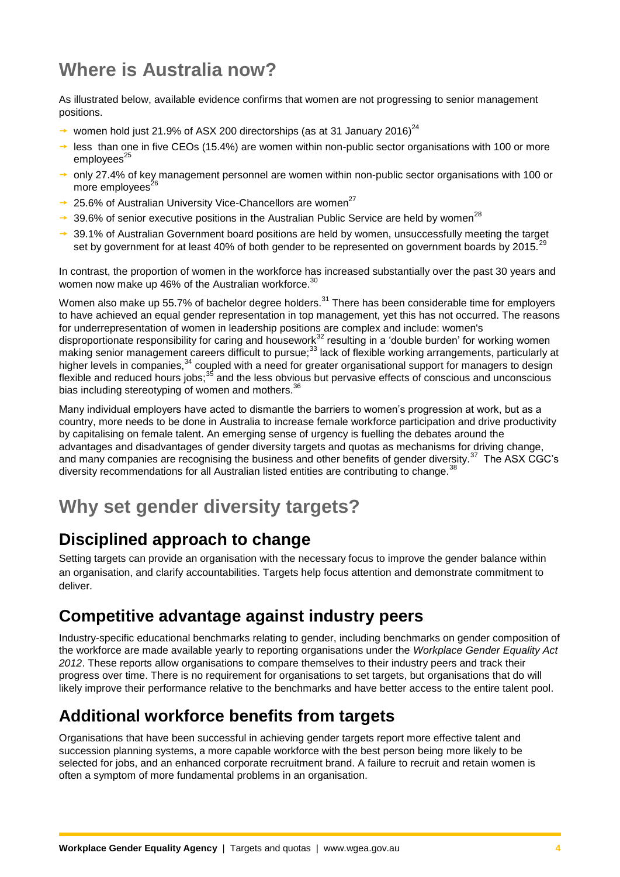# Where is Australia now?

As illustrated below, available evidence confirms that women are not progressing to senior management positions.

- women hold just 21.9% of ASX 200 directorships (as at 31 January 2016)[24]
- less than one in five CEOs (15.4%) are women within non-public sector organisations with 100 or more employees[25]
- only 27.4% of key management personnel are women within non-public sector organisations with 100 or more employees[26]
- 25.6% of Australian University Vice-Chancellors are women[27]
- 39.6% of senior executive positions in the Australian Public Service are held by women[28]
- 39.1% of Australian Government board positions are held by women, unsuccessfully meeting the target set by government for at least 40% of both gender to be represented on government boards by 2015.[29]

In contrast, the proportion of women in the workforce has increased substantially over the past 30 years and women now make up 46% of the Australian workforce.[30]

Women also make up 55.7% of bachelor degree holders.[31] There has been considerable time for employers to have achieved an equal gender representation in top management, yet this has not occurred. The reasons for underrepresentation of women in leadership positions are complex and include: women's disproportionate responsibility for caring and housework[32] resulting in a 'double burden' for working women making senior management careers difficult to pursue;[33] lack of flexible working arrangements, particularly at higher levels in companies,[34] coupled with a need for greater organisational support for managers to design flexible and reduced hours jobs;[35] and the less obvious but pervasive effects of conscious and unconscious bias including stereotyping of women and mothers.[36]

Many individual employers have acted to dismantle the barriers to women's progression at work, but as a country, more needs to be done in Australia to increase female workforce participation and drive productivity by capitalising on female talent. An emerging sense of urgency is fuelling the debates around the advantages and disadvantages of gender diversity targets and quotas as mechanisms for driving change, and many companies are recognising the business and other benefits of gender diversity.[37] The ASX CGC's diversity recommendations for all Australian listed entities are contributing to change.[38]

# Why set gender diversity targets?

## Disciplined approach to change

Setting targets can provide an organisation with the necessary focus to improve the gender balance within an organisation, and clarify accountabilities. Targets help focus attention and demonstrate commitment to deliver.

## Competitive advantage against industry peers

Industry-specific educational benchmarks relating to gender, including benchmarks on gender composition of the workforce are made available yearly to reporting organisations under the *Workplace Gender Equality Act 2012*. These reports allow organisations to compare themselves to their industry peers and track their progress over time. There is no requirement for organisations to set targets, but organisations that do will likely improve their performance relative to the benchmarks and have better access to the entire talent pool.

## Additional workforce benefits from targets

Organisations that have been successful in achieving gender targets report more effective talent and succession planning systems, a more capable workforce with the best person being more likely to be selected for jobs, and an enhanced corporate recruitment brand. A failure to recruit and retain women is often a symptom of more fundamental problems in an organisation.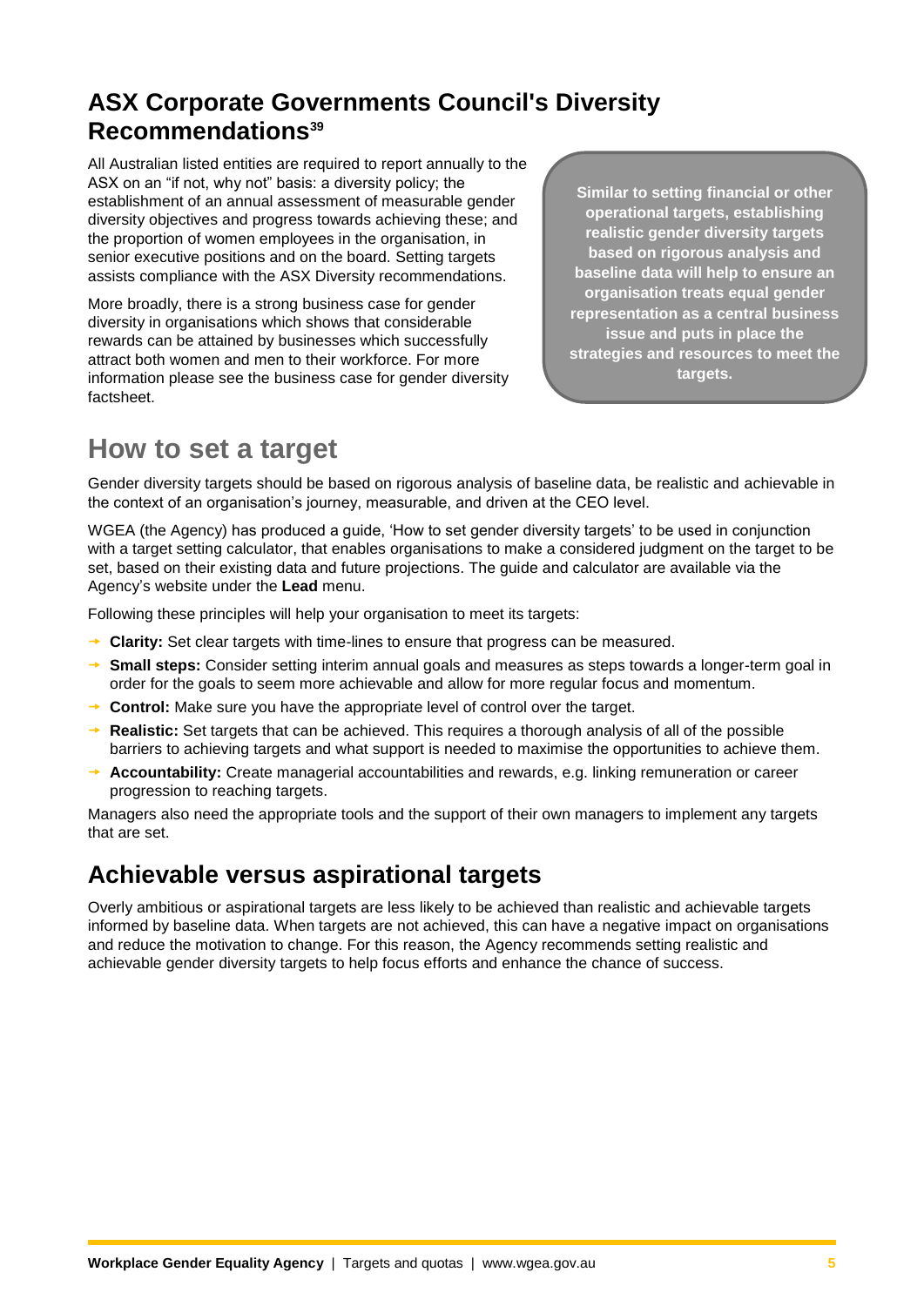## ASX Corporate Governments Council's Diversity Recommendations[39]

All Australian listed entities are required to report annually to the ASX on an "if not, why not" basis: a diversity policy; the establishment of an annual assessment of measurable gender diversity objectives and progress towards achieving these; and the proportion of women employees in the organisation, in senior executive positions and on the board. Setting targets assists compliance with the ASX Diversity recommendations.

More broadly, there is a strong business case for gender diversity in organisations which shows that considerable rewards can be attained by businesses which successfully attract both women and men to their workforce. For more information please see the business case for gender diversity factsheet.

**Similar to setting financial or other operational targets, establishing realistic gender diversity targets based on rigorous analysis and baseline data will help to ensure an organisation treats equal gender representation as a central business issue and puts in place the strategies and resources to meet the targets.**

# How to set a target

Gender diversity targets should be based on rigorous analysis of baseline data, be realistic and achievable in the context of an organisation's journey, measurable, and driven at the CEO level.

WGEA (the Agency) has produced a guide, 'How to set gender diversity targets' to be used in conjunction with a target setting calculator, that enables organisations to make a considered judgment on the target to be set, based on their existing data and future projections. The guide and calculator are available via the Agency's website under the **Lead** menu.

Following these principles will help your organisation to meet its targets:

- **Clarity:** Set clear targets with time-lines to ensure that progress can be measured.
- **Small steps:** Consider setting interim annual goals and measures as steps towards a longer-term goal in order for the goals to seem more achievable and allow for more regular focus and momentum.
- **Control:** Make sure you have the appropriate level of control over the target.
- **Realistic:** Set targets that can be achieved. This requires a thorough analysis of all of the possible barriers to achieving targets and what support is needed to maximise the opportunities to achieve them.
- **Accountability:** Create managerial accountabilities and rewards, e.g. linking remuneration or career progression to reaching targets.

Managers also need the appropriate tools and the support of their own managers to implement any targets that are set.

## Achievable versus aspirational targets

Overly ambitious or aspirational targets are less likely to be achieved than realistic and achievable targets informed by baseline data. When targets are not achieved, this can have a negative impact on organisations and reduce the motivation to change. For this reason, the Agency recommends setting realistic and achievable gender diversity targets to help focus efforts and enhance the chance of success.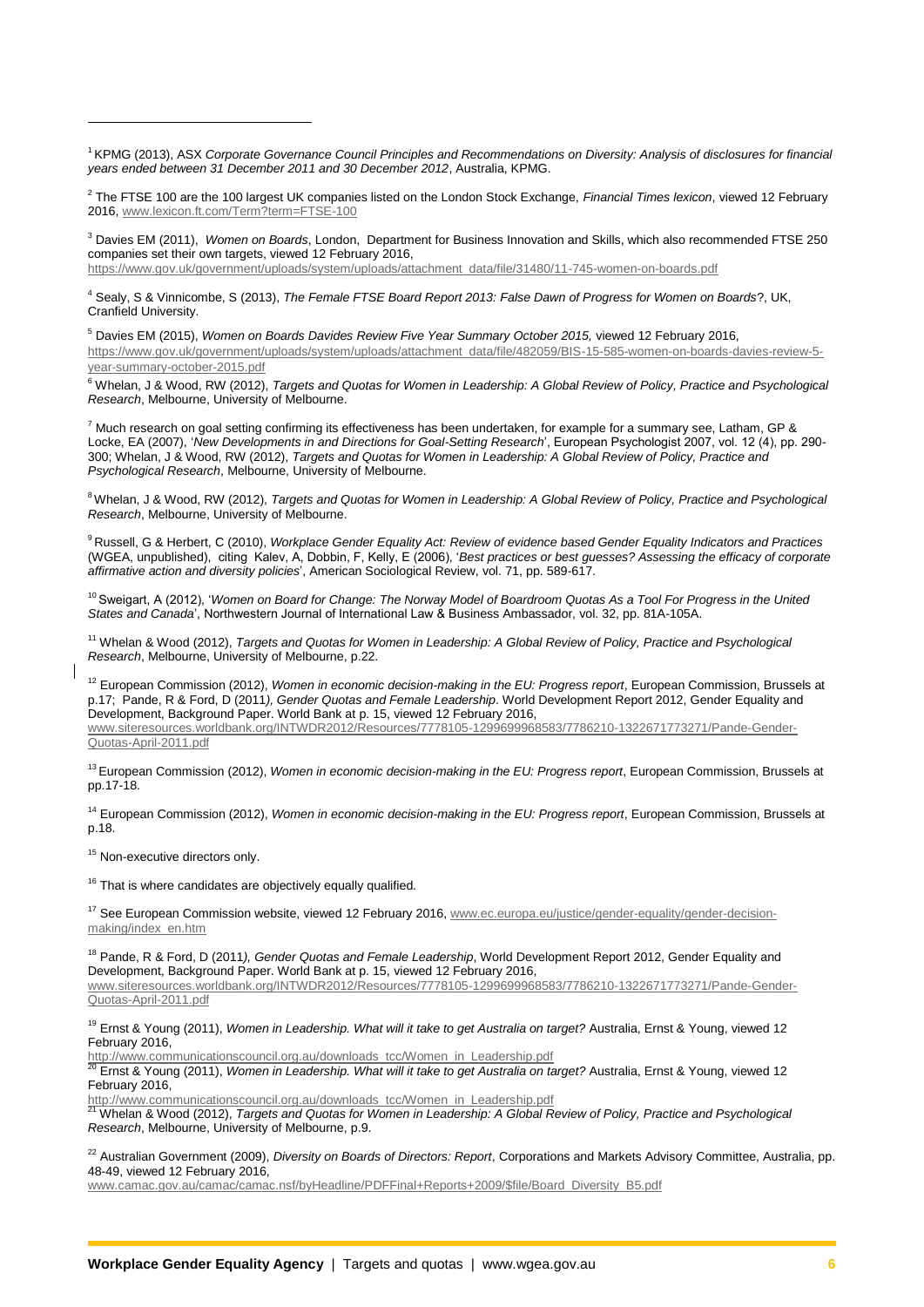[1] KPMG (2013), ASX *Corporate Governance Council Principles and Recommendations on Diversity: Analysis of disclosures for financial years ended between 31 December 2011 and 30 December 2012*, Australia, KPMG.

[2] The FTSE 100 are the 100 largest UK companies listed on the London Stock Exchange, *Financial Times lexicon*, viewed 12 February 2016, www.lexicon.ft.com/Term?term=FTSE-100

[3] Davies EM (2011), *Women on Boards*, London, Department for Business Innovation and Skills, which also recommended FTSE 250 companies set their own targets, viewed 12 February 2016, https://www.gov.uk/government/uploads/system/uploads/attachment_data/file/31480/11-745-women-on-boards.pdf

[4] Sealy, S & Vinnicombe, S (2013), *The Female FTSE Board Report 2013: False Dawn of Progress for Women on Boards*?, UK, Cranfield University.

[5] Davies EM (2015), *Women on Boards Davides Review Five Year Summary October 2015,* viewed 12 February 2016, https://www.gov.uk/government/uploads/system/uploads/attachment_data/file/482059/BIS-15-585-women-on-boards-davies-review-5-year-summary-october-2015.pdf

[6] Whelan, J & Wood, RW (2012), *Targets and Quotas for Women in Leadership: A Global Review of Policy, Practice and Psychological Research*, Melbourne, University of Melbourne.

[7] Much research on goal setting confirming its effectiveness has been undertaken, for example for a summary see, Latham, GP & Locke, EA (2007), '*New Developments in and Directions for Goal-Setting Research*', European Psychologist 2007, vol. 12 (4), pp. 290-300; Whelan, J & Wood, RW (2012), *Targets and Quotas for Women in Leadership: A Global Review of Policy, Practice and Psychological Research*, Melbourne, University of Melbourne.

[8] Whelan, J & Wood, RW (2012), *Targets and Quotas for Women in Leadership: A Global Review of Policy, Practice and Psychological Research*, Melbourne, University of Melbourne.

[9] Russell, G & Herbert, C (2010), *Workplace Gender Equality Act: Review of evidence based Gender Equality Indicators and Practices* (WGEA, unpublished), citing Kalev, A, Dobbin, F, Kelly, E (2006), '*Best practices or best guesses? Assessing the efficacy of corporate affirmative action and diversity policies*', American Sociological Review, vol. 71, pp. 589-617.

[10] Sweigart, A (2012), '*Women on Board for Change: The Norway Model of Boardroom Quotas As a Tool For Progress in the United States and Canada*', Northwestern Journal of International Law & Business Ambassador, vol. 32, pp. 81A-105A.

[11] Whelan & Wood (2012), *Targets and Quotas for Women in Leadership: A Global Review of Policy, Practice and Psychological Research*, Melbourne, University of Melbourne, p.22.

[12] European Commission (2012), *Women in economic decision-making in the EU: Progress report*, European Commission, Brussels at p.17; Pande, R & Ford, D (2011*), Gender Quotas and Female Leadership*. World Development Report 2012, Gender Equality and Development, Background Paper. World Bank at p. 15, viewed 12 February 2016, www.siteresources.worldbank.org/INTWDR2012/Resources/7778105-1299699968583/7786210-1322671773271/Pande-Gender-Quotas-April-2011.pdf

[13] European Commission (2012), *Women in economic decision-making in the EU: Progress report*, European Commission, Brussels at pp.17-18.

[14] European Commission (2012), *Women in economic decision-making in the EU: Progress report*, European Commission, Brussels at p.18.

[15] Non-executive directors only.

[16] That is where candidates are objectively equally qualified.

[17] See European Commission website, viewed 12 February 2016, www.ec.europa.eu/justice/gender-equality/gender-decision-making/index_en.htm

[18] Pande, R & Ford, D (2011*), Gender Quotas and Female Leadership*, World Development Report 2012, Gender Equality and Development, Background Paper. World Bank at p. 15, viewed 12 February 2016, www.siteresources.worldbank.org/INTWDR2012/Resources/7778105-1299699968583/7786210-1322671773271/Pande-Gender-Quotas-April-2011.pdf

[19] Ernst & Young (2011), *Women in Leadership. What will it take to get Australia on target?* Australia, Ernst & Young, viewed 12 February 2016, http://www.communicationscouncil.org.au/downloads_tcc/Women_in_Leadership.pdf

[20] Ernst & Young (2011), *Women in Leadership. What will it take to get Australia on target?* Australia, Ernst & Young, viewed 12 February 2016, http://www.communicationscouncil.org.au/downloads_tcc/Women_in_Leadership.pdf

[21] Whelan & Wood (2012), *Targets and Quotas for Women in Leadership: A Global Review of Policy, Practice and Psychological Research*, Melbourne, University of Melbourne, p.9.

[22] Australian Government (2009), *Diversity on Boards of Directors: Report*, Corporations and Markets Advisory Committee, Australia, pp. 48-49, viewed 12 February 2016, www.camac.gov.au/camac/camac.nsf/byHeadline/PDFFinal+Reports+2009/$file/Board_Diversity_B5.pdf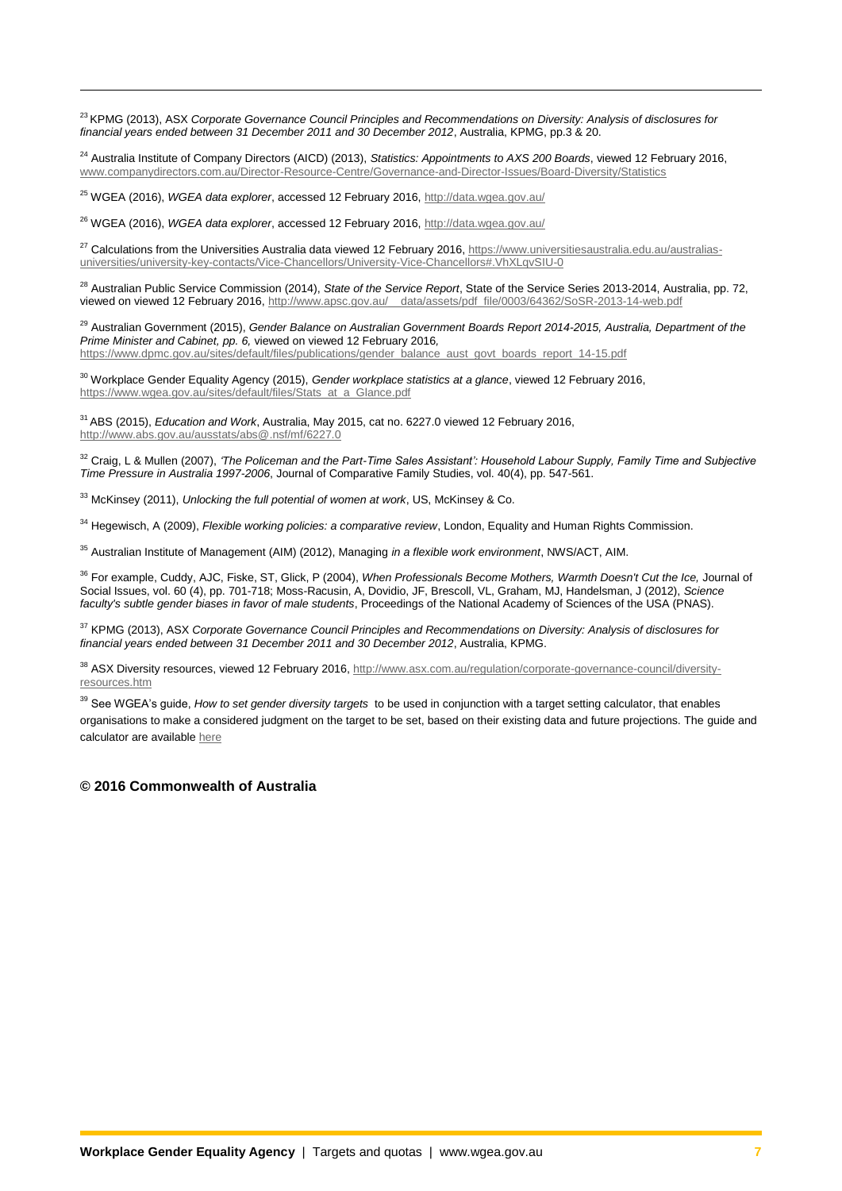[23] KPMG (2013), ASX *Corporate Governance Council Principles and Recommendations on Diversity: Analysis of disclosures for financial years ended between 31 December 2011 and 30 December 2012*, Australia, KPMG, pp.3 & 20.

[24] Australia Institute of Company Directors (AICD) (2013), *Statistics: Appointments to AXS 200 Boards*, viewed 12 February 2016, www.companydirectors.com.au/Director-Resource-Centre/Governance-and-Director-Issues/Board-Diversity/Statistics

[25] WGEA (2016), *WGEA data explorer*, accessed 12 February 2016, http://data.wgea.gov.au/

[26] WGEA (2016), *WGEA data explorer*, accessed 12 February 2016, http://data.wgea.gov.au/

[27] Calculations from the Universities Australia data viewed 12 February 2016, https://www.universitiesaustralia.edu.au/australias-universities/university-key-contacts/Vice-Chancellors/University-Vice-Chancellors#.VhXLqvSIU-0

[28] Australian Public Service Commission (2014), *State of the Service Report*, State of the Service Series 2013-2014, Australia, pp. 72, viewed on viewed 12 February 2016, http://www.apsc.gov.au/__data/assets/pdf_file/0003/64362/SoSR-2013-14-web.pdf

[29] Australian Government (2015), *Gender Balance on Australian Government Boards Report 2014-2015, Australia, Department of the Prime Minister and Cabinet, pp. 6,* viewed on viewed 12 February 2016, https://www.dpmc.gov.au/sites/default/files/publications/gender_balance_aust_govt_boards_report_14-15.pdf

[30] Workplace Gender Equality Agency (2015), *Gender workplace statistics at a glance*, viewed 12 February 2016, https://www.wgea.gov.au/sites/default/files/Stats_at_a_Glance.pdf

[31] ABS (2015), *Education and Work*, Australia, May 2015, cat no. 6227.0 viewed 12 February 2016, http://www.abs.gov.au/ausstats/abs@.nsf/mf/6227.0

[32] Craig, L & Mullen (2007), *'The Policeman and the Part-Time Sales Assistant': Household Labour Supply, Family Time and Subjective Time Pressure in Australia 1997-2006*, Journal of Comparative Family Studies, vol. 40(4), pp. 547-561.

[33] McKinsey (2011), *Unlocking the full potential of women at work*, US, McKinsey & Co.

[34] Hegewisch, A (2009), *Flexible working policies: a comparative review*, London, Equality and Human Rights Commission.

[35] Australian Institute of Management (AIM) (2012), Managing *in a flexible work environment*, NWS/ACT, AIM.

[36] For example, Cuddy, AJC, Fiske, ST, Glick, P (2004), *When Professionals Become Mothers, Warmth Doesn't Cut the Ice,* Journal of Social Issues, vol. 60 (4), pp. 701-718; Moss-Racusin, A, Dovidio, JF, Brescoll, VL, Graham, MJ, Handelsman, J (2012), *Science faculty's subtle gender biases in favor of male students*, Proceedings of the National Academy of Sciences of the USA (PNAS).

[37] KPMG (2013), ASX *Corporate Governance Council Principles and Recommendations on Diversity: Analysis of disclosures for financial years ended between 31 December 2011 and 30 December 2012*, Australia, KPMG.

[38] ASX Diversity resources, viewed 12 February 2016, http://www.asx.com.au/regulation/corporate-governance-council/diversity-resources.htm

[39] See WGEA's guide, *How to set gender diversity targets* to be used in conjunction with a target setting calculator, that enables organisations to make a considered judgment on the target to be set, based on their existing data and future projections. The guide and calculator are available here

**© 2016 Commonwealth of Australia**